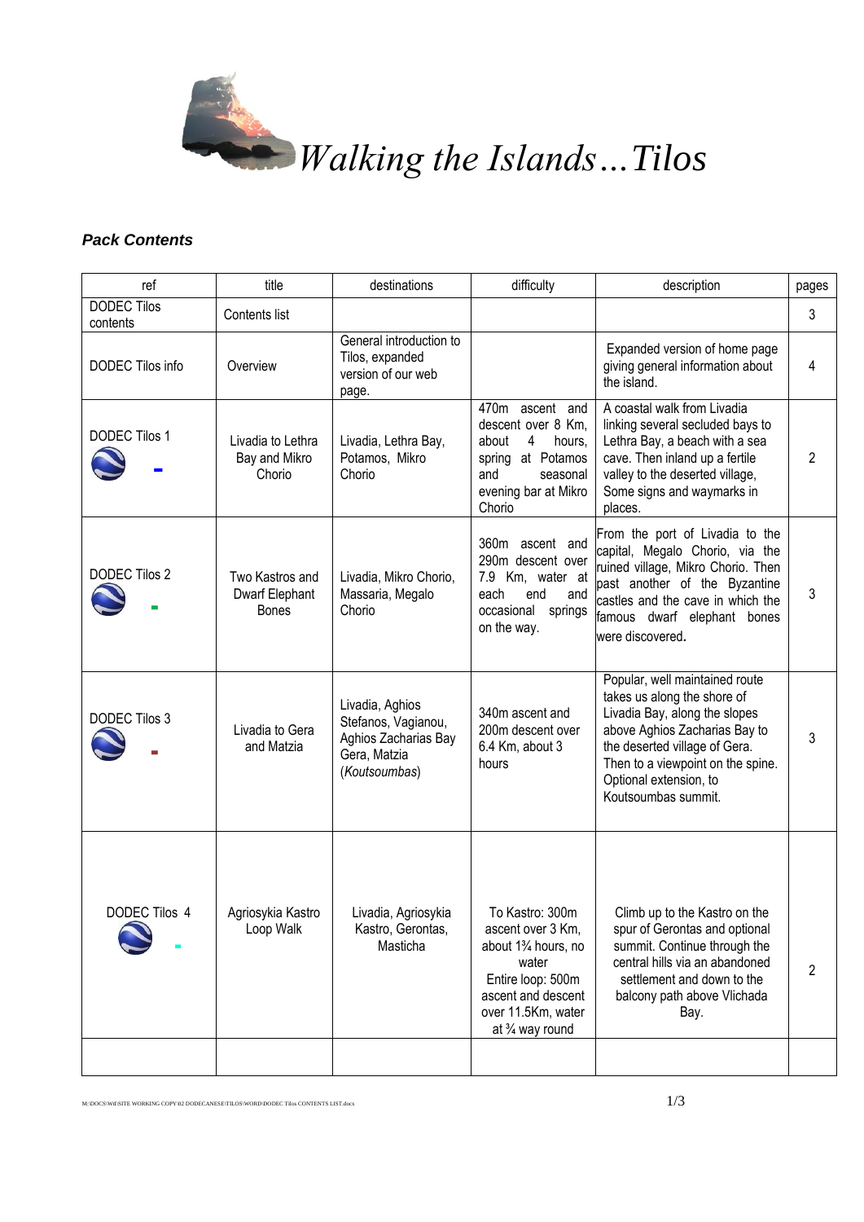# *Walking the Islands…Tilos*

### ***Pack Contents***

| ref | title | destinations | difficulty | description | pages |
|---|---|---|---|---|---|
| DODEC Tilos contents | Contents list | | | | 3 |
| DODEC Tilos info | Overview | General introduction to Tilos, expanded version of our web page. | | Expanded version of home page giving general information about the island. | 4 |
| DODEC Tilos 1 | Livadia to Lethra Bay and Mikro Chorio | Livadia, Lethra Bay, Potamos, Mikro Chorio | 470m ascent and descent over 8 Km, about 4 hours, spring at Potamos and seasonal evening bar at Mikro Chorio | A coastal walk from Livadia linking several secluded bays to Lethra Bay, a beach with a sea cave. Then inland up a fertile valley to the deserted village, Some signs and waymarks in places. | 2 |
| DODEC Tilos 2 | Two Kastros and Dwarf Elephant Bones | Livadia, Mikro Chorio, Massaria, Megalo Chorio | 360m ascent and 290m descent over 7.9 Km, water at each end and occasional springs on the way. | From the port of Livadia to the capital, Megalo Chorio, via the ruined village, Mikro Chorio. Then past another of the Byzantine castles and the cave in which the famous dwarf elephant bones were discovered. | 3 |
| DODEC Tilos 3 | Livadia to Gera and Matzia | Livadia, Aghios Stefanos, Vagianou, Aghios Zacharias Bay Gera, Matzia (*Koutsoumbas*) | 340m ascent and 200m descent over 6.4 Km, about 3 hours | Popular, well maintained route takes us along the shore of Livadia Bay, along the slopes above Aghios Zacharias Bay to the deserted village of Gera. Then to a viewpoint on the spine. Optional extension, to Koutsoumbas summit. | 3 |
| DODEC Tilos 4 | Agriosykia Kastro Loop Walk | Livadia, Agriosykia Kastro, Gerontas, Masticha | To Kastro: 300m ascent over 3 Km, about 1¾ hours, no water<br>Entire loop: 500m ascent and descent over 11.5Km, water at ¾ way round | Climb up to the Kastro on the spur of Gerontas and optional summit. Continue through the central hills via an abandoned settlement and down to the balcony path above Vlichada Bay. | 2 |
| | | | | | |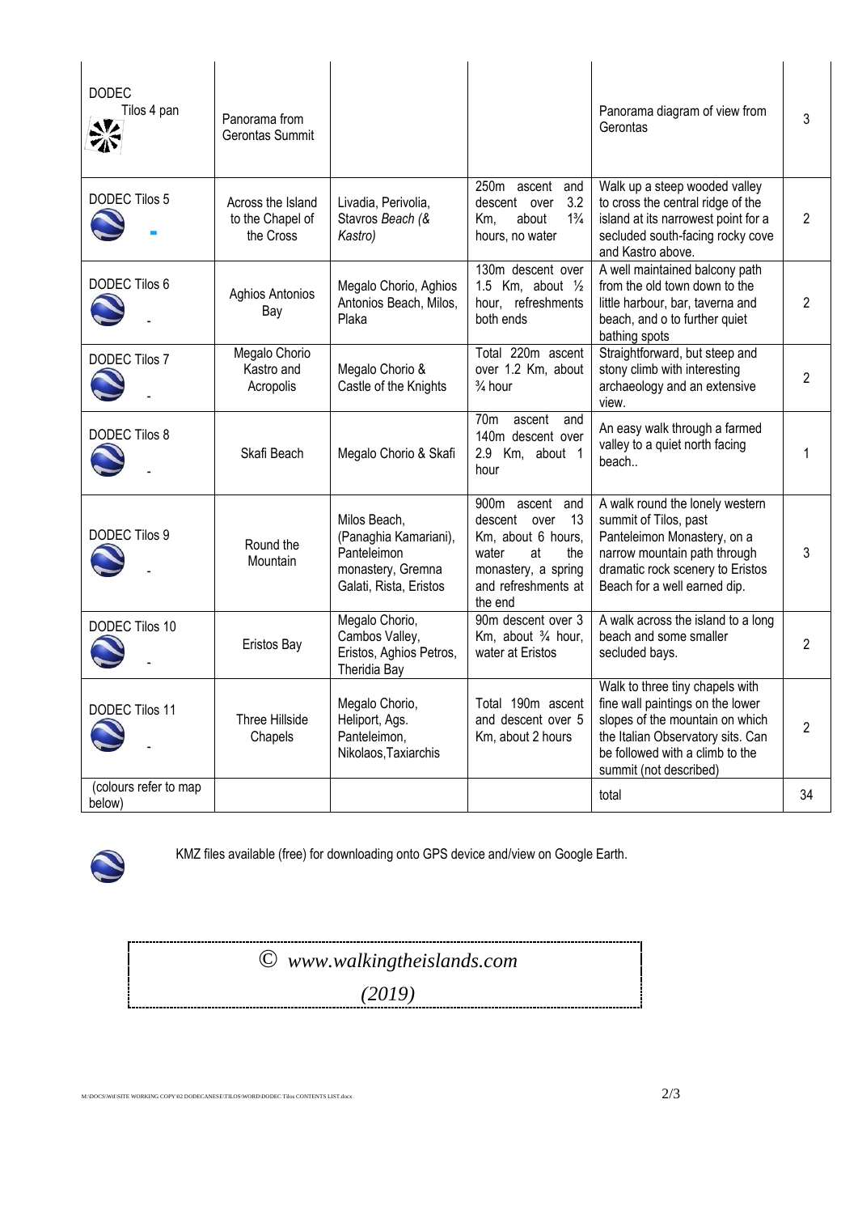| | | | | | |
|---|---|---|---|---|---|
| DODEC Tilos 4 pan | Panorama from Gerontas Summit | | | Panorama diagram of view from Gerontas | 3 |
| DODEC Tilos 5 - | Across the Island to the Chapel of the Cross | Livadia, Perivolia, Stavros *Beach (& Kastro)* | 250m ascent and descent over 3.2 Km, about 1¾ hours, no water | Walk up a steep wooded valley to cross the central ridge of the island at its narrowest point for a secluded south-facing rocky cove and Kastro above. | 2 |
| DODEC Tilos 6 - | Aghios Antonios Bay | Megalo Chorio, Aghios Antonios Beach, Milos, Plaka | 130m descent over 1.5 Km, about ½ hour, refreshments both ends | A well maintained balcony path from the old town down to the little harbour, bar, taverna and beach, and o to further quiet bathing spots | 2 |
| DODEC Tilos 7 - | Megalo Chorio Kastro and Acropolis | Megalo Chorio & Castle of the Knights | Total 220m ascent over 1.2 Km, about ¾ hour | Straightforward, but steep and stony climb with interesting archaeology and an extensive view. | 2 |
| DODEC Tilos 8 - | Skafi Beach | Megalo Chorio & Skafi | 70m ascent and 140m descent over 2.9 Km, about 1 hour | An easy walk through a farmed valley to a quiet north facing beach.. | 1 |
| DODEC Tilos 9 - | Round the Mountain | Milos Beach, (Panaghia Kamariani), Panteleimon monastery, Gremna Galati, Rista, Eristos | 900m ascent and descent over 13 Km, about 6 hours, water at the monastery, a spring and refreshments at the end | A walk round the lonely western summit of Tilos, past Panteleimon Monastery, on a narrow mountain path through dramatic rock scenery to Eristos Beach for a well earned dip. | 3 |
| DODEC Tilos 10 - | Eristos Bay | Megalo Chorio, Cambos Valley, Eristos, Aghios Petros, Theridia Bay | 90m descent over 3 Km, about ¾ hour, water at Eristos | A walk across the island to a long beach and some smaller secluded bays. | 2 |
| DODEC Tilos 11 - | Three Hillside Chapels | Megalo Chorio, Heliport, Ags. Panteleimon, Nikolaos,Taxiarchis | Total 190m ascent and descent over 5 Km, about 2 hours | Walk to three tiny chapels with fine wall paintings on the lower slopes of the mountain on which the Italian Observatory sits. Can be followed with a climb to the summit (not described) | 2 |
| (colours refer to map below) | | | | total | 34 |

KMZ files available (free) for downloading onto GPS device and/view on Google Earth.

© *www.walkingtheislands.com*

*(2019)*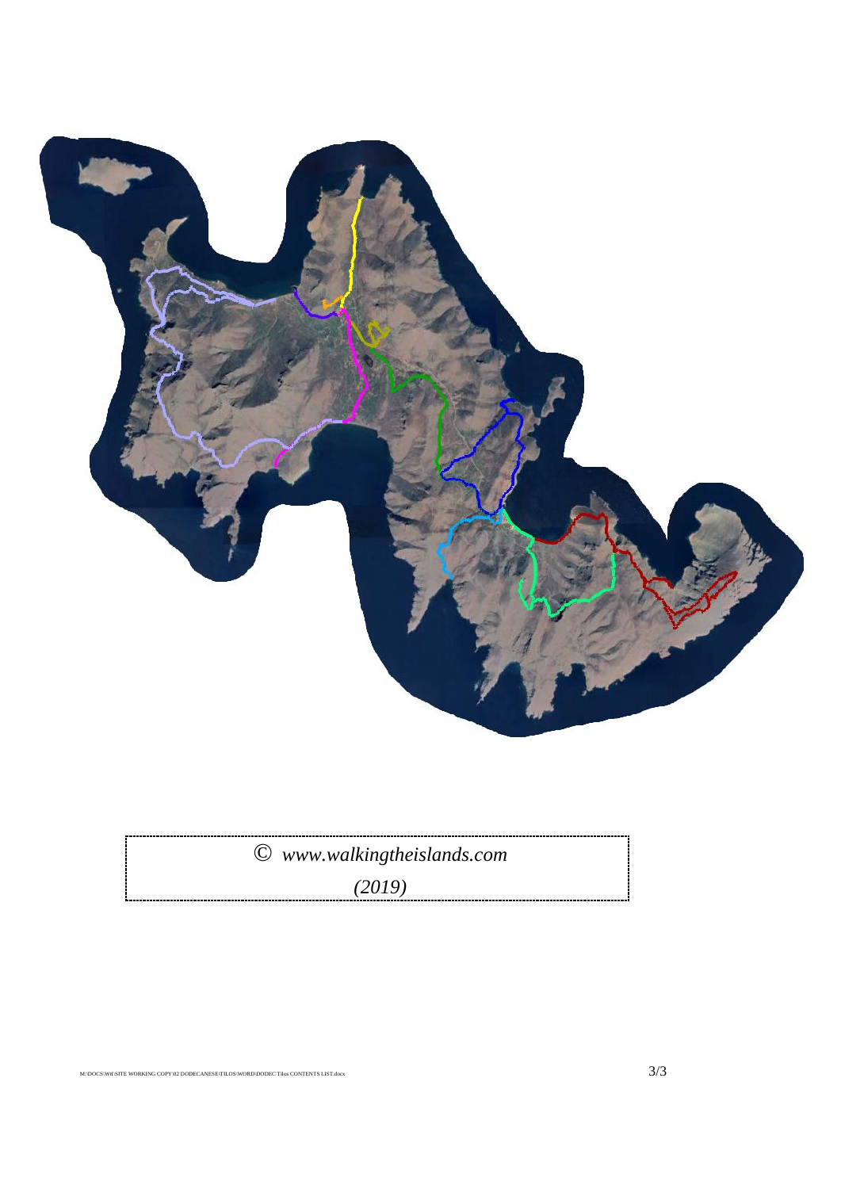© *www.walkingtheislands.com*

*(2019)*